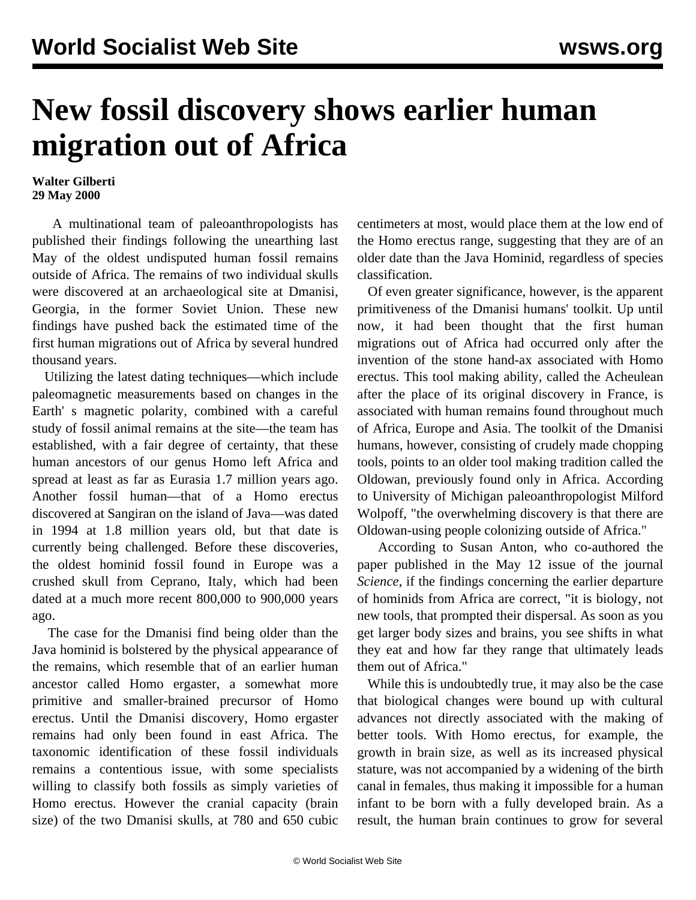# New fossil discovery shows earlier human migration out of Africa

**Walter Gilberti**
**29 May 2000**

A multinational team of paleoanthropologists has published their findings following the unearthing last May of the oldest undisputed human fossil remains outside of Africa. The remains of two individual skulls were discovered at an archaeological site at Dmanisi, Georgia, in the former Soviet Union. These new findings have pushed back the estimated time of the first human migrations out of Africa by several hundred thousand years.

Utilizing the latest dating techniques—which include paleomagnetic measurements based on changes in the Earth' s magnetic polarity, combined with a careful study of fossil animal remains at the site—the team has established, with a fair degree of certainty, that these human ancestors of our genus Homo left Africa and spread at least as far as Eurasia 1.7 million years ago. Another fossil human—that of a Homo erectus discovered at Sangiran on the island of Java—was dated in 1994 at 1.8 million years old, but that date is currently being challenged. Before these discoveries, the oldest hominid fossil found in Europe was a crushed skull from Ceprano, Italy, which had been dated at a much more recent 800,000 to 900,000 years ago.

The case for the Dmanisi find being older than the Java hominid is bolstered by the physical appearance of the remains, which resemble that of an earlier human ancestor called Homo ergaster, a somewhat more primitive and smaller-brained precursor of Homo erectus. Until the Dmanisi discovery, Homo ergaster remains had only been found in east Africa. The taxonomic identification of these fossil individuals remains a contentious issue, with some specialists willing to classify both fossils as simply varieties of Homo erectus. However the cranial capacity (brain size) of the two Dmanisi skulls, at 780 and 650 cubic centimeters at most, would place them at the low end of the Homo erectus range, suggesting that they are of an older date than the Java Hominid, regardless of species classification.

Of even greater significance, however, is the apparent primitiveness of the Dmanisi humans' toolkit. Up until now, it had been thought that the first human migrations out of Africa had occurred only after the invention of the stone hand-ax associated with Homo erectus. This tool making ability, called the Acheulean after the place of its original discovery in France, is associated with human remains found throughout much of Africa, Europe and Asia. The toolkit of the Dmanisi humans, however, consisting of crudely made chopping tools, points to an older tool making tradition called the Oldowan, previously found only in Africa. According to University of Michigan paleoanthropologist Milford Wolpoff, "the overwhelming discovery is that there are Oldowan-using people colonizing outside of Africa."

According to Susan Anton, who co-authored the paper published in the May 12 issue of the journal *Science*, if the findings concerning the earlier departure of hominids from Africa are correct, "it is biology, not new tools, that prompted their dispersal. As soon as you get larger body sizes and brains, you see shifts in what they eat and how far they range that ultimately leads them out of Africa."

While this is undoubtedly true, it may also be the case that biological changes were bound up with cultural advances not directly associated with the making of better tools. With Homo erectus, for example, the growth in brain size, as well as its increased physical stature, was not accompanied by a widening of the birth canal in females, thus making it impossible for a human infant to be born with a fully developed brain. As a result, the human brain continues to grow for several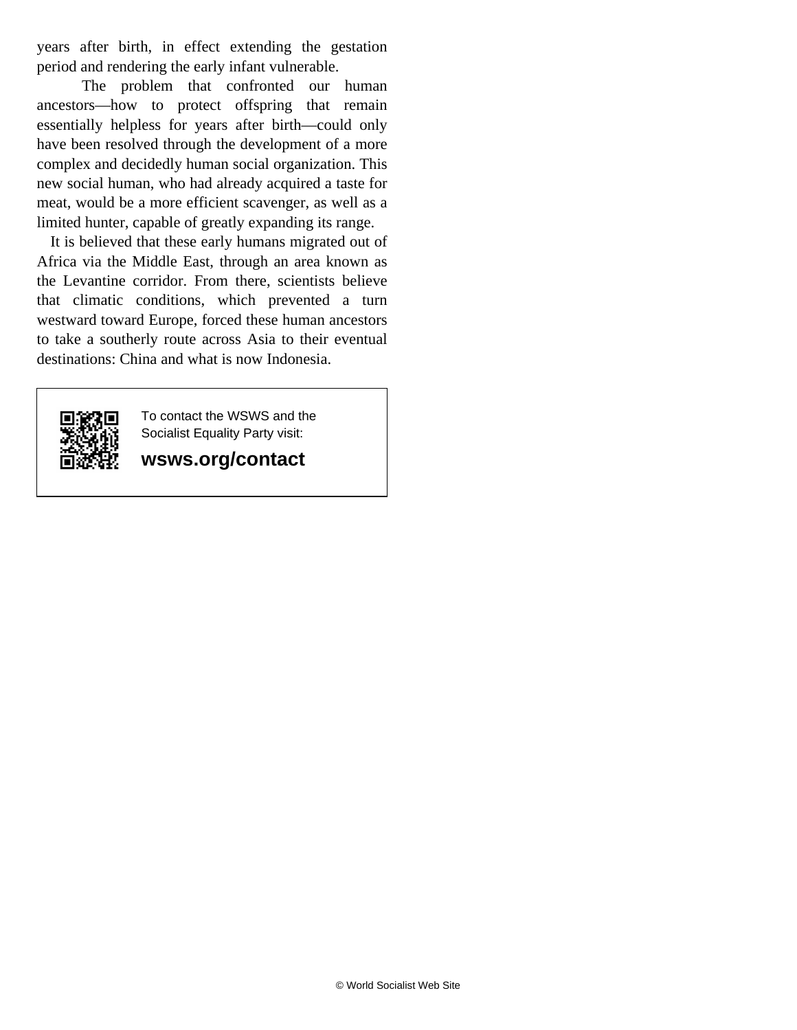years after birth, in effect extending the gestation period and rendering the early infant vulnerable.

The problem that confronted our human ancestors—how to protect offspring that remain essentially helpless for years after birth—could only have been resolved through the development of a more complex and decidedly human social organization. This new social human, who had already acquired a taste for meat, would be a more efficient scavenger, as well as a limited hunter, capable of greatly expanding its range.

It is believed that these early humans migrated out of Africa via the Middle East, through an area known as the Levantine corridor. From there, scientists believe that climatic conditions, which prevented a turn westward toward Europe, forced these human ancestors to take a southerly route across Asia to their eventual destinations: China and what is now Indonesia.

To contact the WSWS and the Socialist Equality Party visit:

**wsws.org/contact**